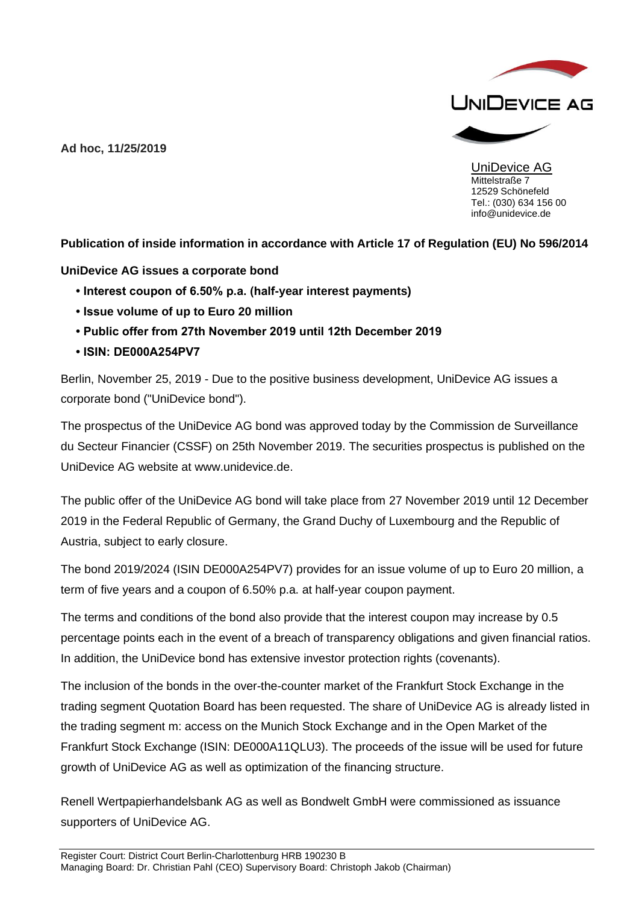UNIDEVICE AG

**Ad hoc, 11/25/2019**

UniDevice AG
Mittelstraße 7
12529 Schönefeld
Tel.: (030) 634 156 00
info@unidevice.de

**Publication of inside information in accordance with Article 17 of Regulation (EU) No 596/2014**

**UniDevice AG issues a corporate bond**

- **Interest coupon of 6.50% p.a. (half-year interest payments)**
- **Issue volume of up to Euro 20 million**
- **Public offer from 27th November 2019 until 12th December 2019**
- **ISIN: DE000A254PV7**

Berlin, November 25, 2019 - Due to the positive business development, UniDevice AG issues a corporate bond ("UniDevice bond").

The prospectus of the UniDevice AG bond was approved today by the Commission de Surveillance du Secteur Financier (CSSF) on 25th November 2019. The securities prospectus is published on the UniDevice AG website at www.unidevice.de.

The public offer of the UniDevice AG bond will take place from 27 November 2019 until 12 December 2019 in the Federal Republic of Germany, the Grand Duchy of Luxembourg and the Republic of Austria, subject to early closure.

The bond 2019/2024 (ISIN DE000A254PV7) provides for an issue volume of up to Euro 20 million, a term of five years and a coupon of 6.50% p.a. at half-year coupon payment.

The terms and conditions of the bond also provide that the interest coupon may increase by 0.5 percentage points each in the event of a breach of transparency obligations and given financial ratios. In addition, the UniDevice bond has extensive investor protection rights (covenants).

The inclusion of the bonds in the over-the-counter market of the Frankfurt Stock Exchange in the trading segment Quotation Board has been requested. The share of UniDevice AG is already listed in the trading segment m: access on the Munich Stock Exchange and in the Open Market of the Frankfurt Stock Exchange (ISIN: DE000A11QLU3). The proceeds of the issue will be used for future growth of UniDevice AG as well as optimization of the financing structure.

Renell Wertpapierhandelsbank AG as well as Bondwelt GmbH were commissioned as issuance supporters of UniDevice AG.

Register Court: District Court Berlin-Charlottenburg HRB 190230 B
Managing Board: Dr. Christian Pahl (CEO) Supervisory Board: Christoph Jakob (Chairman)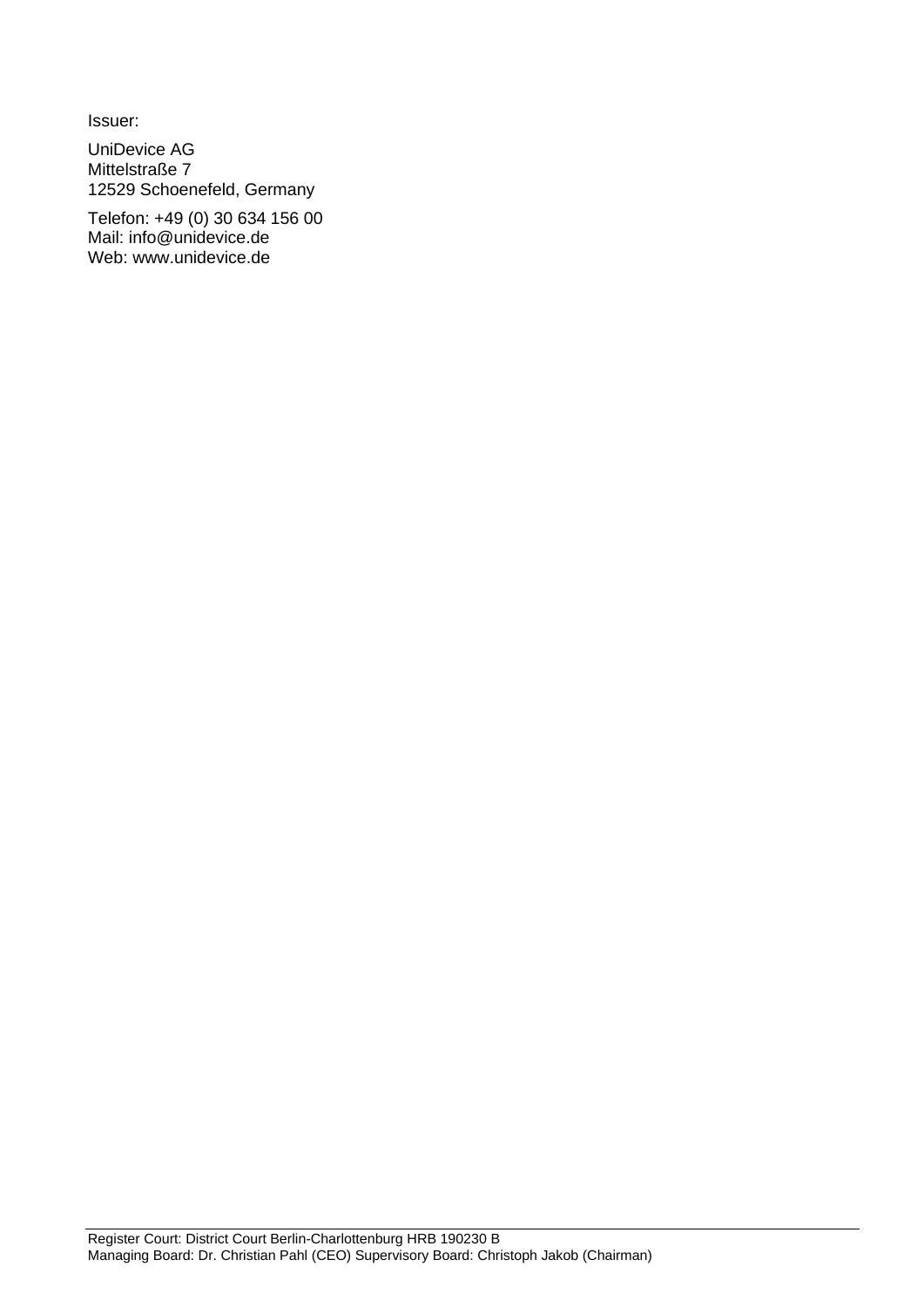Issuer:

UniDevice AG
Mittelstraße 7
12529 Schoenefeld, Germany

Telefon: +49 (0) 30 634 156 00
Mail: info@unidevice.de
Web: www.unidevice.de

Register Court: District Court Berlin-Charlottenburg HRB 190230 B
Managing Board: Dr. Christian Pahl (CEO) Supervisory Board: Christoph Jakob (Chairman)